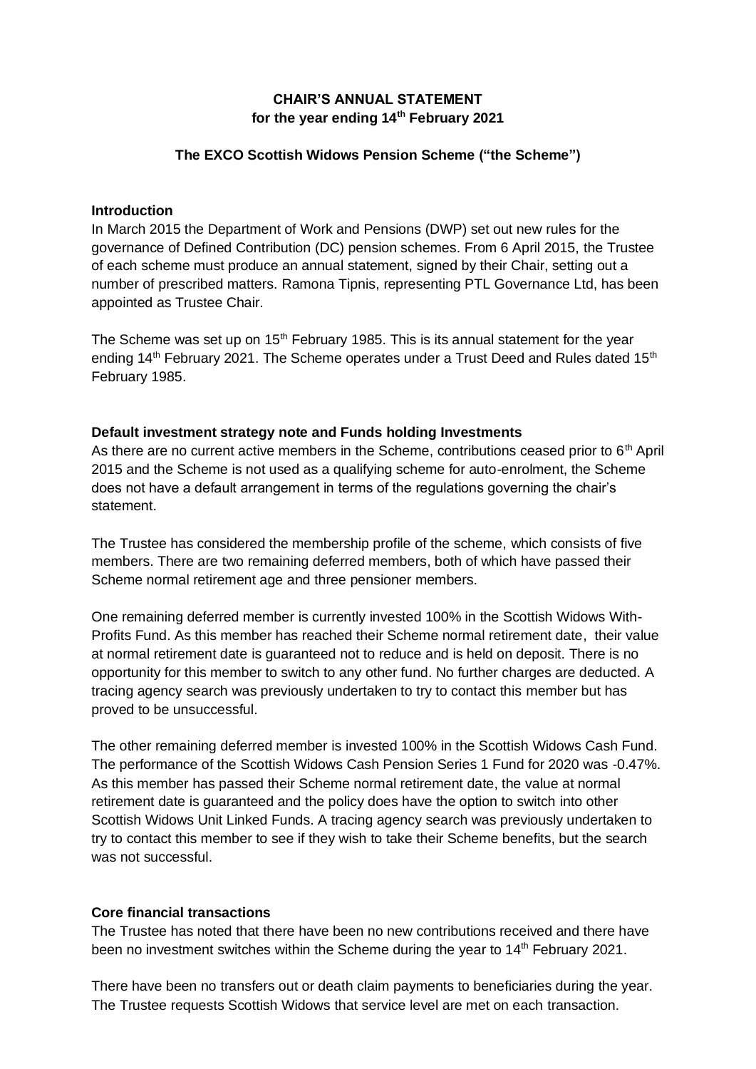**CHAIR'S ANNUAL STATEMENT**
**for the year ending 14th February 2021**

**The EXCO Scottish Widows Pension Scheme ("the Scheme")**

**Introduction**

In March 2015 the Department of Work and Pensions (DWP) set out new rules for the governance of Defined Contribution (DC) pension schemes. From 6 April 2015, the Trustee of each scheme must produce an annual statement, signed by their Chair, setting out a number of prescribed matters. Ramona Tipnis, representing PTL Governance Ltd, has been appointed as Trustee Chair.

The Scheme was set up on 15th February 1985. This is its annual statement for the year ending 14th February 2021. The Scheme operates under a Trust Deed and Rules dated 15th February 1985.

**Default investment strategy note and Funds holding Investments**

As there are no current active members in the Scheme, contributions ceased prior to 6th April 2015 and the Scheme is not used as a qualifying scheme for auto-enrolment, the Scheme does not have a default arrangement in terms of the regulations governing the chair's statement.

The Trustee has considered the membership profile of the scheme, which consists of five members. There are two remaining deferred members, both of which have passed their Scheme normal retirement age and three pensioner members.

One remaining deferred member is currently invested 100% in the Scottish Widows With-Profits Fund. As this member has reached their Scheme normal retirement date, their value at normal retirement date is guaranteed not to reduce and is held on deposit. There is no opportunity for this member to switch to any other fund. No further charges are deducted. A tracing agency search was previously undertaken to try to contact this member but has proved to be unsuccessful.

The other remaining deferred member is invested 100% in the Scottish Widows Cash Fund. The performance of the Scottish Widows Cash Pension Series 1 Fund for 2020 was -0.47%. As this member has passed their Scheme normal retirement date, the value at normal retirement date is guaranteed and the policy does have the option to switch into other Scottish Widows Unit Linked Funds. A tracing agency search was previously undertaken to try to contact this member to see if they wish to take their Scheme benefits, but the search was not successful.

**Core financial transactions**

The Trustee has noted that there have been no new contributions received and there have been no investment switches within the Scheme during the year to 14th February 2021.

There have been no transfers out or death claim payments to beneficiaries during the year. The Trustee requests Scottish Widows that service level are met on each transaction.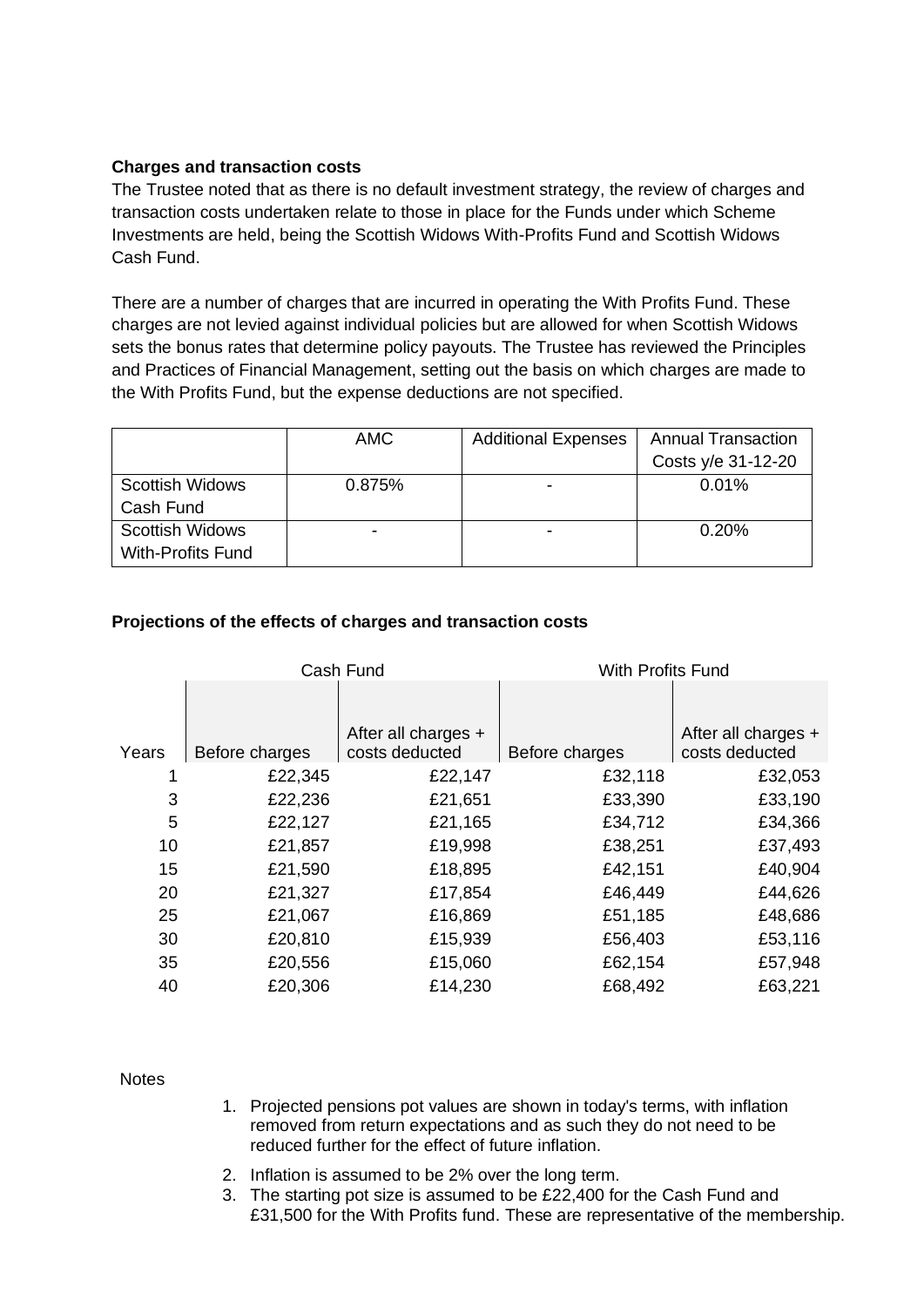**Charges and transaction costs**

The Trustee noted that as there is no default investment strategy, the review of charges and transaction costs undertaken relate to those in place for the Funds under which Scheme Investments are held, being the Scottish Widows With-Profits Fund and Scottish Widows Cash Fund.

There are a number of charges that are incurred in operating the With Profits Fund. These charges are not levied against individual policies but are allowed for when Scottish Widows sets the bonus rates that determine policy payouts. The Trustee has reviewed the Principles and Practices of Financial Management, setting out the basis on which charges are made to the With Profits Fund, but the expense deductions are not specified.

| | AMC | Additional Expenses | Annual Transaction Costs y/e 31-12-20 |
|---|---|---|---|
| Scottish Widows Cash Fund | 0.875% | - | 0.01% |
| Scottish Widows With-Profits Fund | - | - | 0.20% |

**Projections of the effects of charges and transaction costs**

| | Cash Fund | | With Profits Fund | |
|---|---|---|---|---|
| Years | Before charges | After all charges + costs deducted | Before charges | After all charges + costs deducted |
| 1 | £22,345 | £22,147 | £32,118 | £32,053 |
| 3 | £22,236 | £21,651 | £33,390 | £33,190 |
| 5 | £22,127 | £21,165 | £34,712 | £34,366 |
| 10 | £21,857 | £19,998 | £38,251 | £37,493 |
| 15 | £21,590 | £18,895 | £42,151 | £40,904 |
| 20 | £21,327 | £17,854 | £46,449 | £44,626 |
| 25 | £21,067 | £16,869 | £51,185 | £48,686 |
| 30 | £20,810 | £15,939 | £56,403 | £53,116 |
| 35 | £20,556 | £15,060 | £62,154 | £57,948 |
| 40 | £20,306 | £14,230 | £68,492 | £63,221 |

Notes

1. Projected pensions pot values are shown in today's terms, with inflation removed from return expectations and as such they do not need to be reduced further for the effect of future inflation.
2. Inflation is assumed to be 2% over the long term.
3. The starting pot size is assumed to be £22,400 for the Cash Fund and £31,500 for the With Profits fund. These are representative of the membership.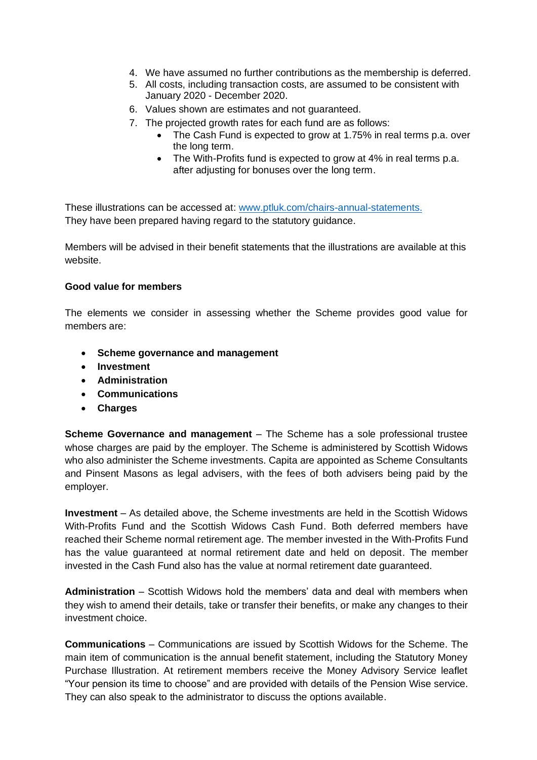4. We have assumed no further contributions as the membership is deferred.
5. All costs, including transaction costs, are assumed to be consistent with January 2020 - December 2020.
6. Values shown are estimates and not guaranteed.
7. The projected growth rates for each fund are as follows:
   - The Cash Fund is expected to grow at 1.75% in real terms p.a. over the long term.
   - The With-Profits fund is expected to grow at 4% in real terms p.a. after adjusting for bonuses over the long term.

These illustrations can be accessed at: www.ptluk.com/chairs-annual-statements. They have been prepared having regard to the statutory guidance.

Members will be advised in their benefit statements that the illustrations are available at this website.

**Good value for members**

The elements we consider in assessing whether the Scheme provides good value for members are:

- **Scheme governance and management**
- **Investment**
- **Administration**
- **Communications**
- **Charges**

**Scheme Governance and management** – The Scheme has a sole professional trustee whose charges are paid by the employer. The Scheme is administered by Scottish Widows who also administer the Scheme investments. Capita are appointed as Scheme Consultants and Pinsent Masons as legal advisers, with the fees of both advisers being paid by the employer.

**Investment** – As detailed above, the Scheme investments are held in the Scottish Widows With-Profits Fund and the Scottish Widows Cash Fund. Both deferred members have reached their Scheme normal retirement age. The member invested in the With-Profits Fund has the value guaranteed at normal retirement date and held on deposit. The member invested in the Cash Fund also has the value at normal retirement date guaranteed.

**Administration** – Scottish Widows hold the members' data and deal with members when they wish to amend their details, take or transfer their benefits, or make any changes to their investment choice.

**Communications** – Communications are issued by Scottish Widows for the Scheme. The main item of communication is the annual benefit statement, including the Statutory Money Purchase Illustration. At retirement members receive the Money Advisory Service leaflet "Your pension its time to choose" and are provided with details of the Pension Wise service. They can also speak to the administrator to discuss the options available.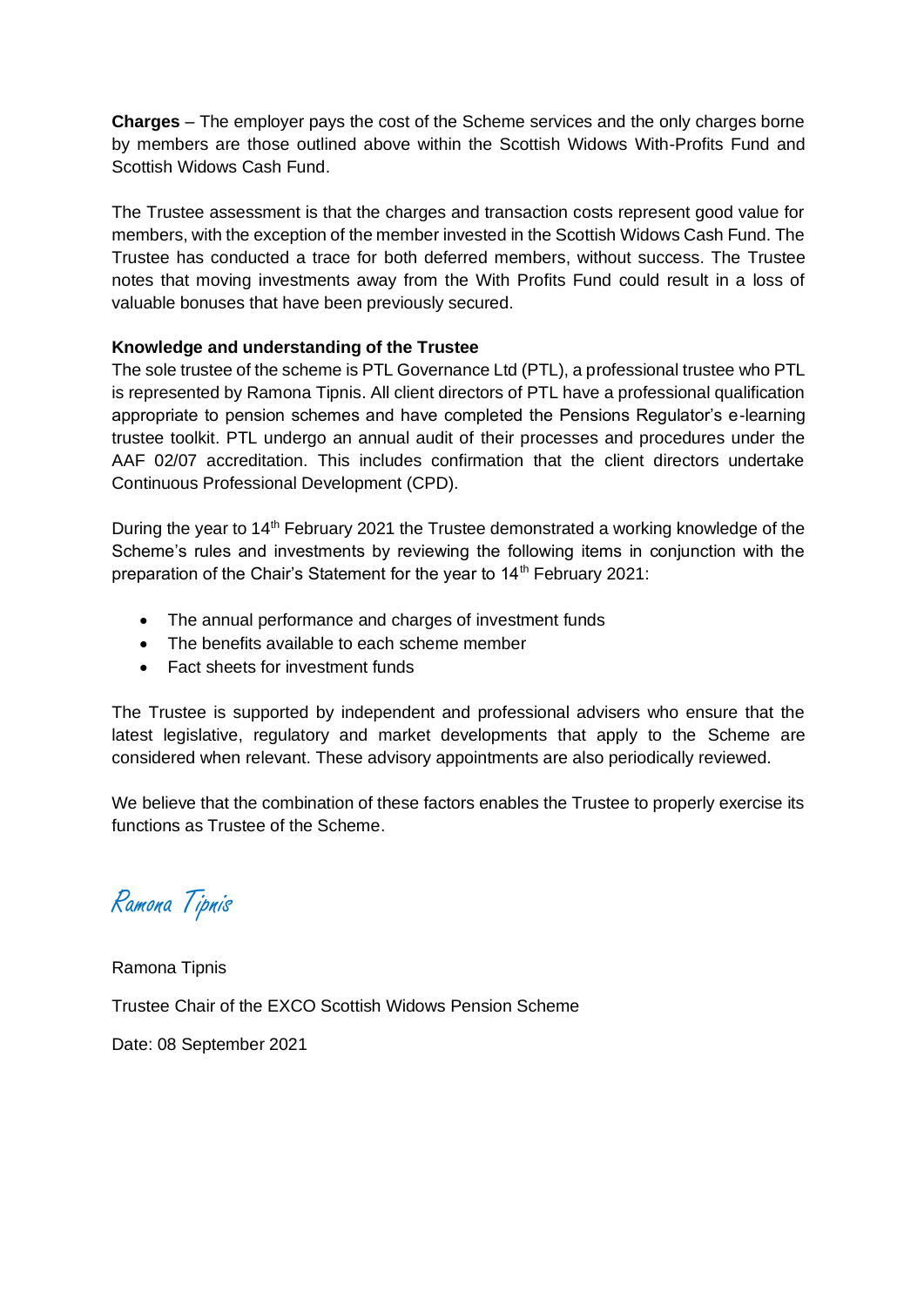**Charges** – The employer pays the cost of the Scheme services and the only charges borne by members are those outlined above within the Scottish Widows With-Profits Fund and Scottish Widows Cash Fund.

The Trustee assessment is that the charges and transaction costs represent good value for members, with the exception of the member invested in the Scottish Widows Cash Fund. The Trustee has conducted a trace for both deferred members, without success. The Trustee notes that moving investments away from the With Profits Fund could result in a loss of valuable bonuses that have been previously secured.

**Knowledge and understanding of the Trustee**

The sole trustee of the scheme is PTL Governance Ltd (PTL), a professional trustee who PTL is represented by Ramona Tipnis. All client directors of PTL have a professional qualification appropriate to pension schemes and have completed the Pensions Regulator's e-learning trustee toolkit. PTL undergo an annual audit of their processes and procedures under the AAF 02/07 accreditation. This includes confirmation that the client directors undertake Continuous Professional Development (CPD).

During the year to 14th February 2021 the Trustee demonstrated a working knowledge of the Scheme's rules and investments by reviewing the following items in conjunction with the preparation of the Chair's Statement for the year to 14th February 2021:

- The annual performance and charges of investment funds
- The benefits available to each scheme member
- Fact sheets for investment funds

The Trustee is supported by independent and professional advisers who ensure that the latest legislative, regulatory and market developments that apply to the Scheme are considered when relevant. These advisory appointments are also periodically reviewed.

We believe that the combination of these factors enables the Trustee to properly exercise its functions as Trustee of the Scheme.

*Ramona Tipnis*

Ramona Tipnis

Trustee Chair of the EXCO Scottish Widows Pension Scheme

Date: 08 September 2021